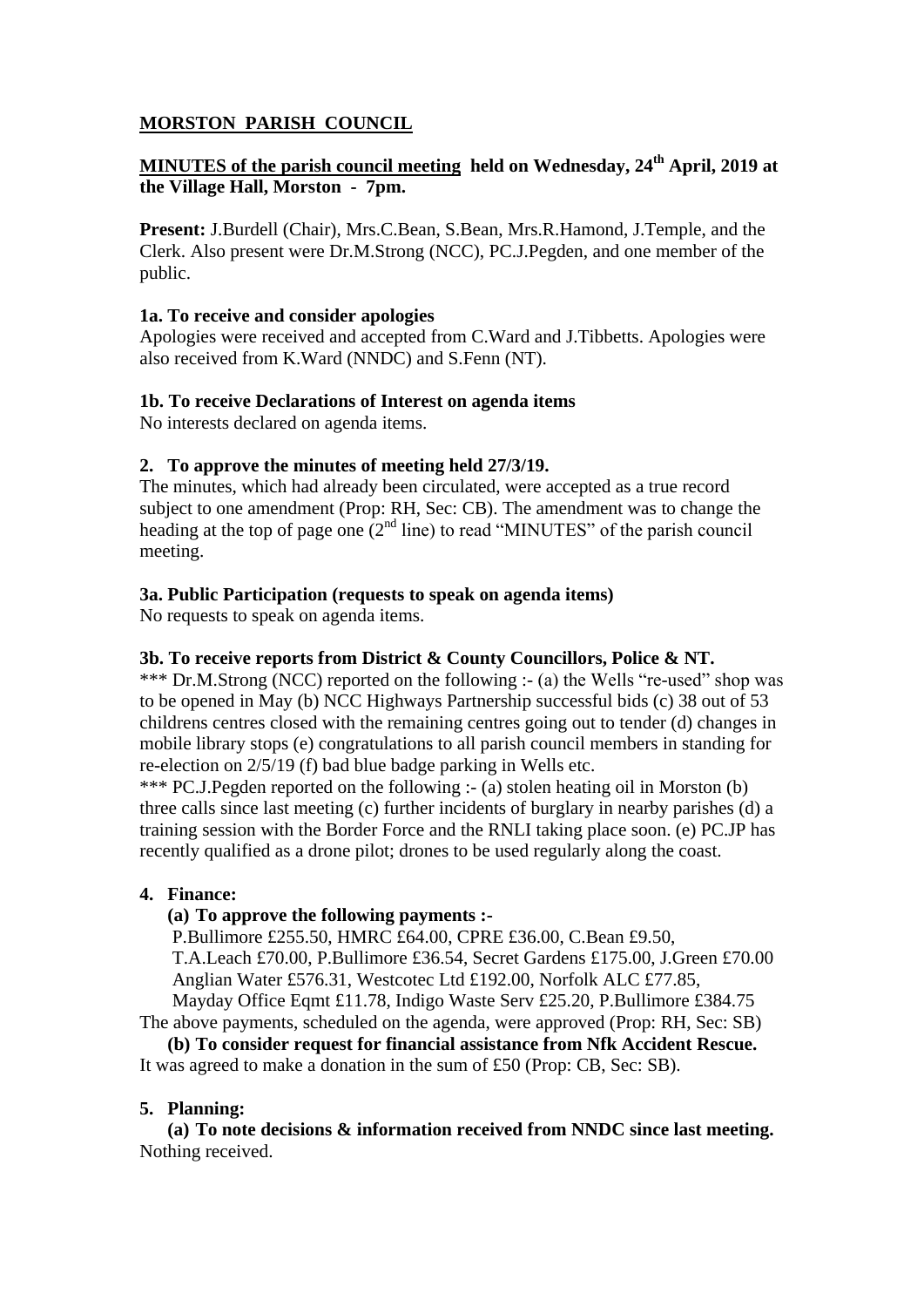# MORSTON PARISH COUNCIL

## MINUTES of the parish council meeting held on Wednesday, 24th April, 2019 at the Village Hall, Morston - 7pm.

**Present:** J.Burdell (Chair), Mrs.C.Bean, S.Bean, Mrs.R.Hamond, J.Temple, and the Clerk. Also present were Dr.M.Strong (NCC), PC.J.Pegden, and one member of the public.

### 1a. To receive and consider apologies

Apologies were received and accepted from C.Ward and J.Tibbetts. Apologies were also received from K.Ward (NNDC) and S.Fenn (NT).

### 1b. To receive Declarations of Interest on agenda items

No interests declared on agenda items.

### 2. To approve the minutes of meeting held 27/3/19.

The minutes, which had already been circulated, were accepted as a true record subject to one amendment (Prop: RH, Sec: CB). The amendment was to change the heading at the top of page one (2nd line) to read "MINUTES" of the parish council meeting.

### 3a. Public Participation (requests to speak on agenda items)

No requests to speak on agenda items.

### 3b. To receive reports from District & County Councillors, Police & NT.

*** Dr.M.Strong (NCC) reported on the following :- (a) the Wells "re-used" shop was to be opened in May (b) NCC Highways Partnership successful bids (c) 38 out of 53 childrens centres closed with the remaining centres going out to tender (d) changes in mobile library stops (e) congratulations to all parish council members in standing for re-election on 2/5/19 (f) bad blue badge parking in Wells etc.

*** PC.J.Pegden reported on the following :- (a) stolen heating oil in Morston (b) three calls since last meeting (c) further incidents of burglary in nearby parishes (d) a training session with the Border Force and the RNLI taking place soon. (e) PC.JP has recently qualified as a drone pilot; drones to be used regularly along the coast.

### 4. Finance:

**(a) To approve the following payments :-**

P.Bullimore £255.50, HMRC £64.00, CPRE £36.00, C.Bean £9.50,
T.A.Leach £70.00, P.Bullimore £36.54, Secret Gardens £175.00, J.Green £70.00
Anglian Water £576.31, Westcotec Ltd £192.00, Norfolk ALC £77.85,
Mayday Office Eqmt £11.78, Indigo Waste Serv £25.20, P.Bullimore £384.75

The above payments, scheduled on the agenda, were approved (Prop: RH, Sec: SB)

**(b) To consider request for financial assistance from Nfk Accident Rescue.**

It was agreed to make a donation in the sum of £50 (Prop: CB, Sec: SB).

### 5. Planning:

**(a) To note decisions & information received from NNDC since last meeting.**

Nothing received.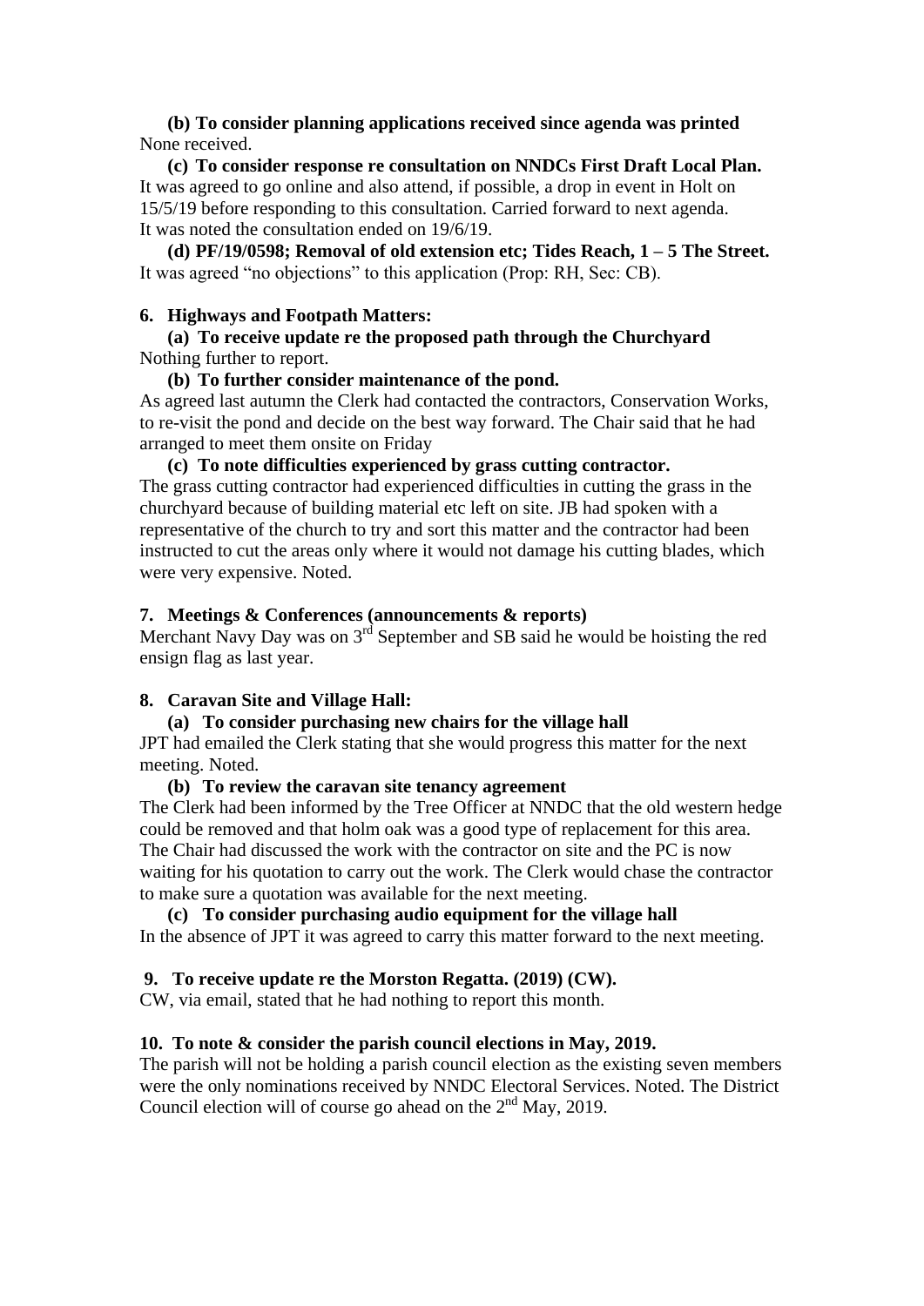**(b) To consider planning applications received since agenda was printed**
None received.

**(c) To consider response re consultation on NNDCs First Draft Local Plan.**
It was agreed to go online and also attend, if possible, a drop in event in Holt on 15/5/19 before responding to this consultation. Carried forward to next agenda. It was noted the consultation ended on 19/6/19.

**(d) PF/19/0598; Removal of old extension etc; Tides Reach, 1 – 5 The Street.**
It was agreed "no objections" to this application (Prop: RH, Sec: CB).

**6. Highways and Footpath Matters:**

**(a) To receive update re the proposed path through the Churchyard**
Nothing further to report.

**(b) To further consider maintenance of the pond.**
As agreed last autumn the Clerk had contacted the contractors, Conservation Works, to re-visit the pond and decide on the best way forward. The Chair said that he had arranged to meet them onsite on Friday

**(c) To note difficulties experienced by grass cutting contractor.**
The grass cutting contractor had experienced difficulties in cutting the grass in the churchyard because of building material etc left on site. JB had spoken with a representative of the church to try and sort this matter and the contractor had been instructed to cut the areas only where it would not damage his cutting blades, which were very expensive. Noted.

**7. Meetings & Conferences (announcements & reports)**
Merchant Navy Day was on 3rd September and SB said he would be hoisting the red ensign flag as last year.

**8. Caravan Site and Village Hall:**

**(a) To consider purchasing new chairs for the village hall**
JPT had emailed the Clerk stating that she would progress this matter for the next meeting. Noted.

**(b) To review the caravan site tenancy agreement**
The Clerk had been informed by the Tree Officer at NNDC that the old western hedge could be removed and that holm oak was a good type of replacement for this area. The Chair had discussed the work with the contractor on site and the PC is now waiting for his quotation to carry out the work. The Clerk would chase the contractor to make sure a quotation was available for the next meeting.

**(c) To consider purchasing audio equipment for the village hall**
In the absence of JPT it was agreed to carry this matter forward to the next meeting.

**9. To receive update re the Morston Regatta. (2019) (CW).**
CW, via email, stated that he had nothing to report this month.

**10. To note & consider the parish council elections in May, 2019.**
The parish will not be holding a parish council election as the existing seven members were the only nominations received by NNDC Electoral Services. Noted. The District Council election will of course go ahead on the 2nd May, 2019.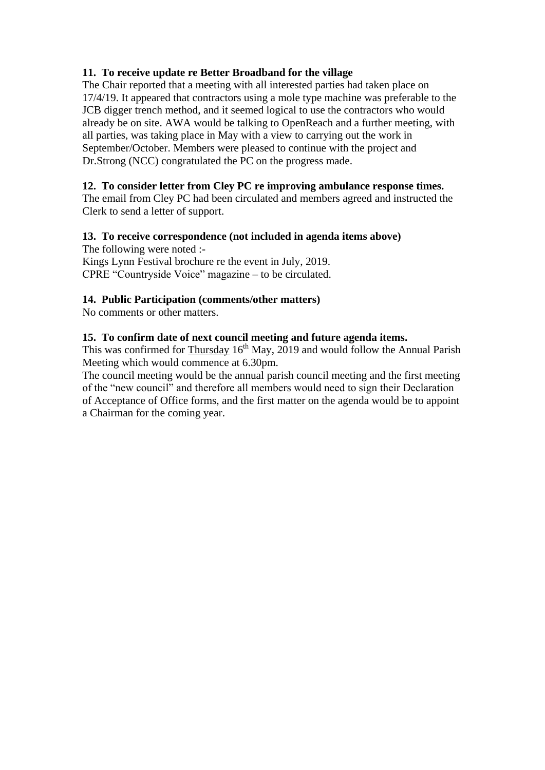**11. To receive update re Better Broadband for the village**

The Chair reported that a meeting with all interested parties had taken place on 17/4/19. It appeared that contractors using a mole type machine was preferable to the JCB digger trench method, and it seemed logical to use the contractors who would already be on site. AWA would be talking to OpenReach and a further meeting, with all parties, was taking place in May with a view to carrying out the work in September/October. Members were pleased to continue with the project and Dr.Strong (NCC) congratulated the PC on the progress made.

**12. To consider letter from Cley PC re improving ambulance response times.**

The email from Cley PC had been circulated and members agreed and instructed the Clerk to send a letter of support.

**13. To receive correspondence (not included in agenda items above)**

The following were noted :-
Kings Lynn Festival brochure re the event in July, 2019.
CPRE "Countryside Voice" magazine – to be circulated.

**14. Public Participation (comments/other matters)**

No comments or other matters.

**15. To confirm date of next council meeting and future agenda items.**

This was confirmed for Thursday 16th May, 2019 and would follow the Annual Parish Meeting which would commence at 6.30pm.
The council meeting would be the annual parish council meeting and the first meeting of the "new council" and therefore all members would need to sign their Declaration of Acceptance of Office forms, and the first matter on the agenda would be to appoint a Chairman for the coming year.